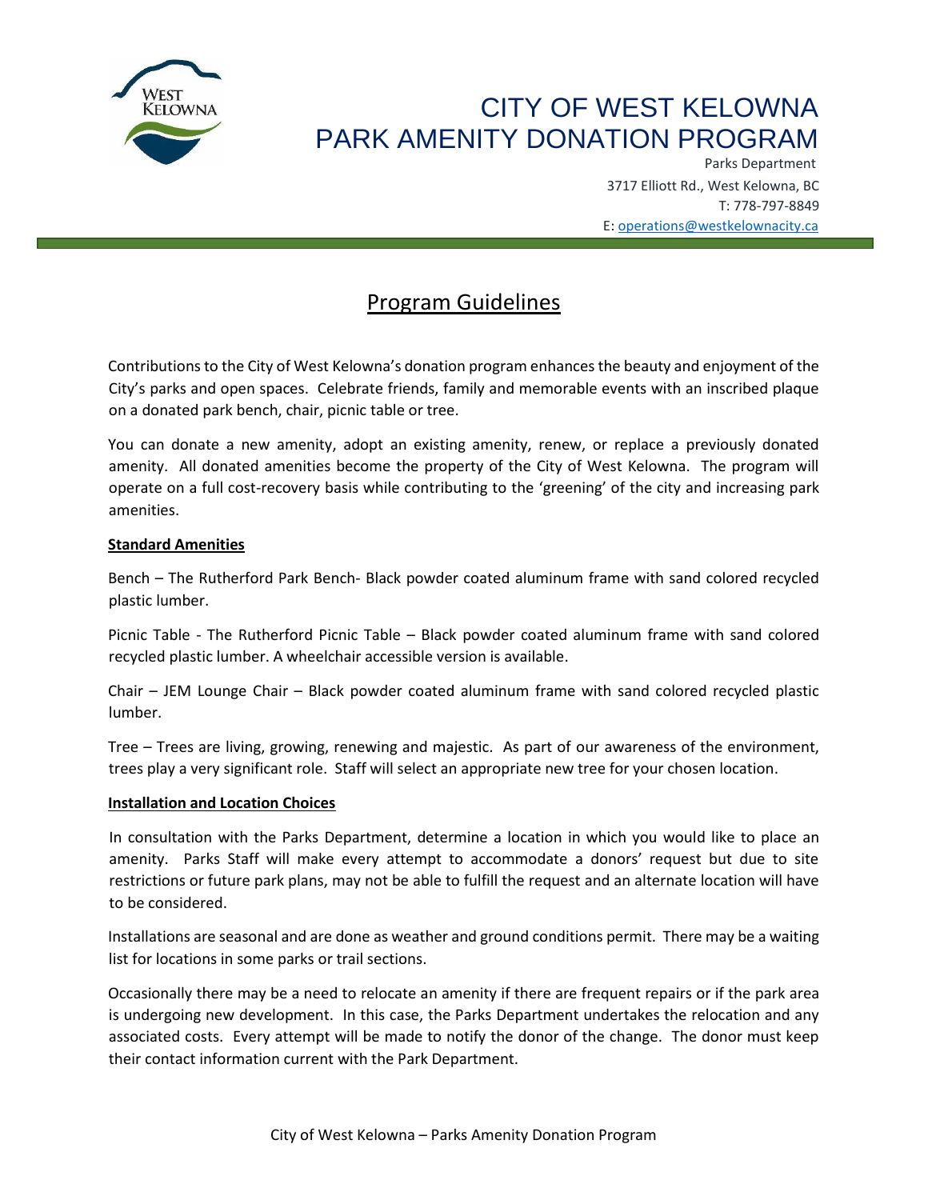# CITY OF WEST KELOWNA
# PARK AMENITY DONATION PROGRAM

Parks Department
3717 Elliott Rd., West Kelowna, BC
T: 778-797-8849
E: operations@westkelownacity.ca

## Program Guidelines

Contributions to the City of West Kelowna's donation program enhances the beauty and enjoyment of the City's parks and open spaces. Celebrate friends, family and memorable events with an inscribed plaque on a donated park bench, chair, picnic table or tree.

You can donate a new amenity, adopt an existing amenity, renew, or replace a previously donated amenity. All donated amenities become the property of the City of West Kelowna. The program will operate on a full cost-recovery basis while contributing to the 'greening' of the city and increasing park amenities.

### Standard Amenities

Bench – The Rutherford Park Bench- Black powder coated aluminum frame with sand colored recycled plastic lumber.

Picnic Table - The Rutherford Picnic Table – Black powder coated aluminum frame with sand colored recycled plastic lumber. A wheelchair accessible version is available.

Chair – JEM Lounge Chair – Black powder coated aluminum frame with sand colored recycled plastic lumber.

Tree – Trees are living, growing, renewing and majestic. As part of our awareness of the environment, trees play a very significant role. Staff will select an appropriate new tree for your chosen location.

### Installation and Location Choices

In consultation with the Parks Department, determine a location in which you would like to place an amenity. Parks Staff will make every attempt to accommodate a donors' request but due to site restrictions or future park plans, may not be able to fulfill the request and an alternate location will have to be considered.

Installations are seasonal and are done as weather and ground conditions permit. There may be a waiting list for locations in some parks or trail sections.

Occasionally there may be a need to relocate an amenity if there are frequent repairs or if the park area is undergoing new development. In this case, the Parks Department undertakes the relocation and any associated costs. Every attempt will be made to notify the donor of the change. The donor must keep their contact information current with the Park Department.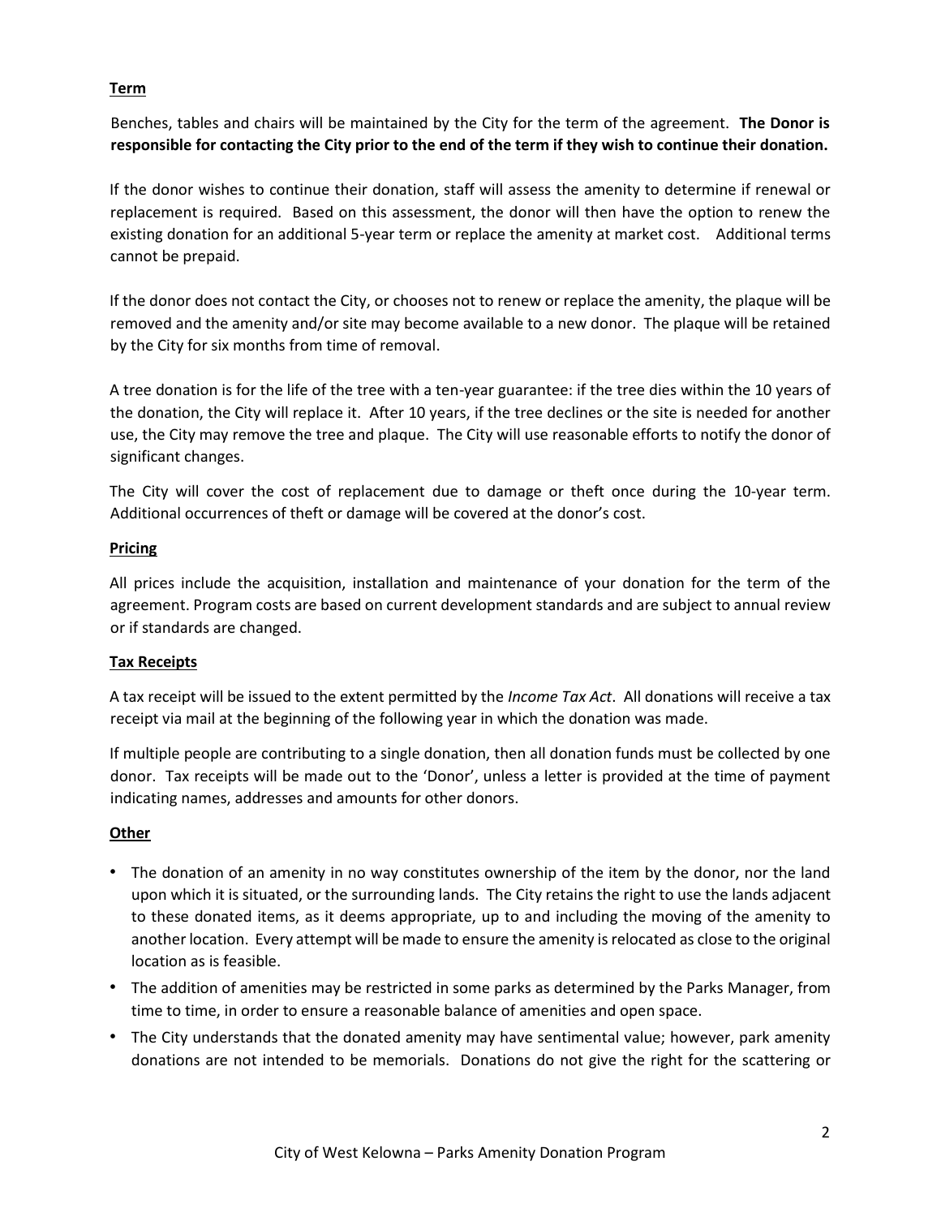## Term

Benches, tables and chairs will be maintained by the City for the term of the agreement. **The Donor is responsible for contacting the City prior to the end of the term if they wish to continue their donation.**

If the donor wishes to continue their donation, staff will assess the amenity to determine if renewal or replacement is required. Based on this assessment, the donor will then have the option to renew the existing donation for an additional 5-year term or replace the amenity at market cost. Additional terms cannot be prepaid.

If the donor does not contact the City, or chooses not to renew or replace the amenity, the plaque will be removed and the amenity and/or site may become available to a new donor. The plaque will be retained by the City for six months from time of removal.

A tree donation is for the life of the tree with a ten-year guarantee: if the tree dies within the 10 years of the donation, the City will replace it. After 10 years, if the tree declines or the site is needed for another use, the City may remove the tree and plaque. The City will use reasonable efforts to notify the donor of significant changes.

The City will cover the cost of replacement due to damage or theft once during the 10-year term. Additional occurrences of theft or damage will be covered at the donor's cost.

## Pricing

All prices include the acquisition, installation and maintenance of your donation for the term of the agreement. Program costs are based on current development standards and are subject to annual review or if standards are changed.

## Tax Receipts

A tax receipt will be issued to the extent permitted by the *Income Tax Act*. All donations will receive a tax receipt via mail at the beginning of the following year in which the donation was made.

If multiple people are contributing to a single donation, then all donation funds must be collected by one donor. Tax receipts will be made out to the 'Donor', unless a letter is provided at the time of payment indicating names, addresses and amounts for other donors.

## Other

- The donation of an amenity in no way constitutes ownership of the item by the donor, nor the land upon which it is situated, or the surrounding lands. The City retains the right to use the lands adjacent to these donated items, as it deems appropriate, up to and including the moving of the amenity to another location. Every attempt will be made to ensure the amenity is relocated as close to the original location as is feasible.
- The addition of amenities may be restricted in some parks as determined by the Parks Manager, from time to time, in order to ensure a reasonable balance of amenities and open space.
- The City understands that the donated amenity may have sentimental value; however, park amenity donations are not intended to be memorials. Donations do not give the right for the scattering or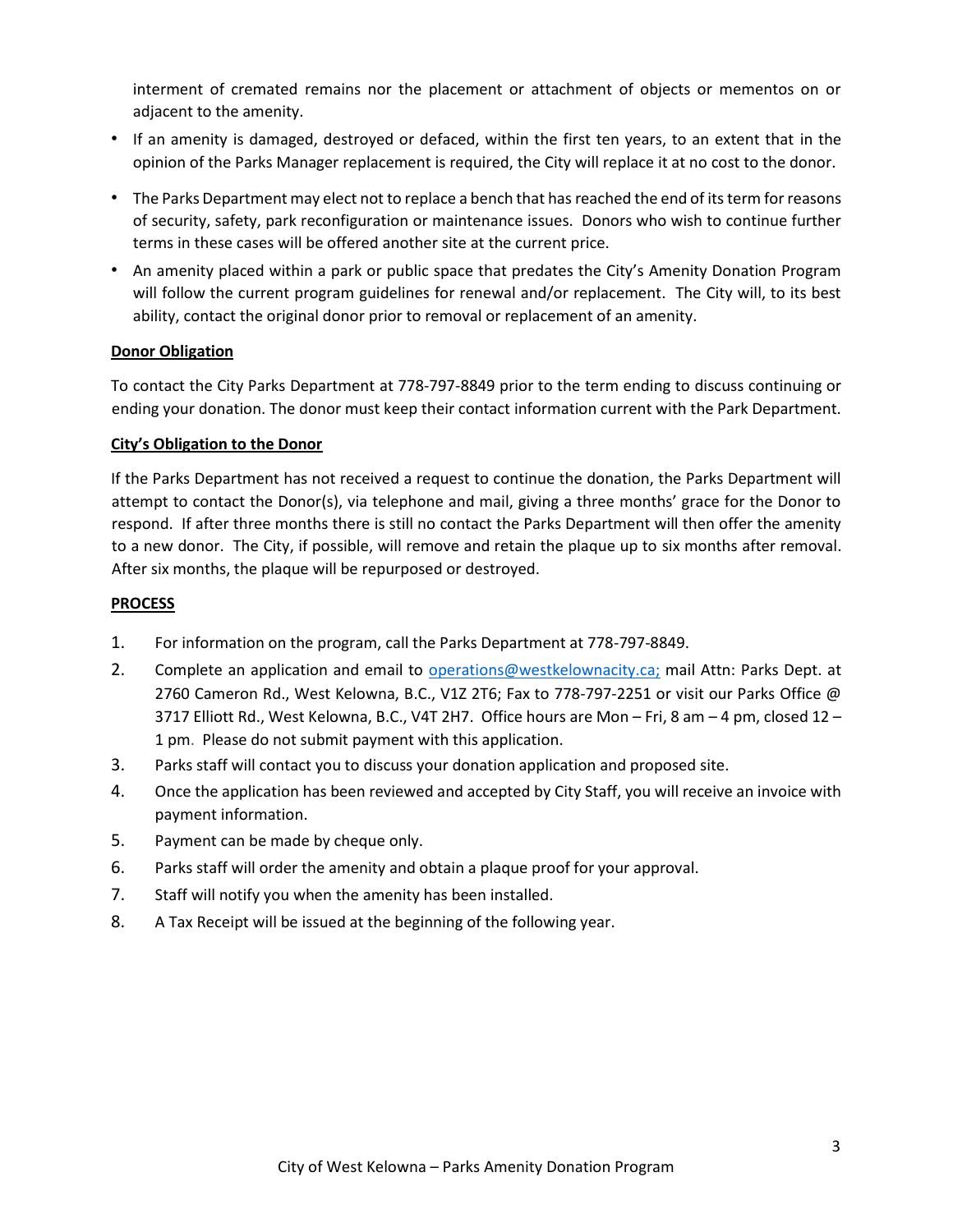interment of cremated remains nor the placement or attachment of objects or mementos on or adjacent to the amenity.

- If an amenity is damaged, destroyed or defaced, within the first ten years, to an extent that in the opinion of the Parks Manager replacement is required, the City will replace it at no cost to the donor.
- The Parks Department may elect not to replace a bench that has reached the end of its term for reasons of security, safety, park reconfiguration or maintenance issues. Donors who wish to continue further terms in these cases will be offered another site at the current price.
- An amenity placed within a park or public space that predates the City's Amenity Donation Program will follow the current program guidelines for renewal and/or replacement. The City will, to its best ability, contact the original donor prior to removal or replacement of an amenity.

**Donor Obligation**

To contact the City Parks Department at 778-797-8849 prior to the term ending to discuss continuing or ending your donation. The donor must keep their contact information current with the Park Department.

**City's Obligation to the Donor**

If the Parks Department has not received a request to continue the donation, the Parks Department will attempt to contact the Donor(s), via telephone and mail, giving a three months' grace for the Donor to respond. If after three months there is still no contact the Parks Department will then offer the amenity to a new donor. The City, if possible, will remove and retain the plaque up to six months after removal. After six months, the plaque will be repurposed or destroyed.

**PROCESS**

1. For information on the program, call the Parks Department at 778-797-8849.
2. Complete an application and email to operations@westkelownacity.ca; mail Attn: Parks Dept. at 2760 Cameron Rd., West Kelowna, B.C., V1Z 2T6; Fax to 778-797-2251 or visit our Parks Office @ 3717 Elliott Rd., West Kelowna, B.C., V4T 2H7. Office hours are Mon – Fri, 8 am – 4 pm, closed 12 – 1 pm. Please do not submit payment with this application.
3. Parks staff will contact you to discuss your donation application and proposed site.
4. Once the application has been reviewed and accepted by City Staff, you will receive an invoice with payment information.
5. Payment can be made by cheque only.
6. Parks staff will order the amenity and obtain a plaque proof for your approval.
7. Staff will notify you when the amenity has been installed.
8. A Tax Receipt will be issued at the beginning of the following year.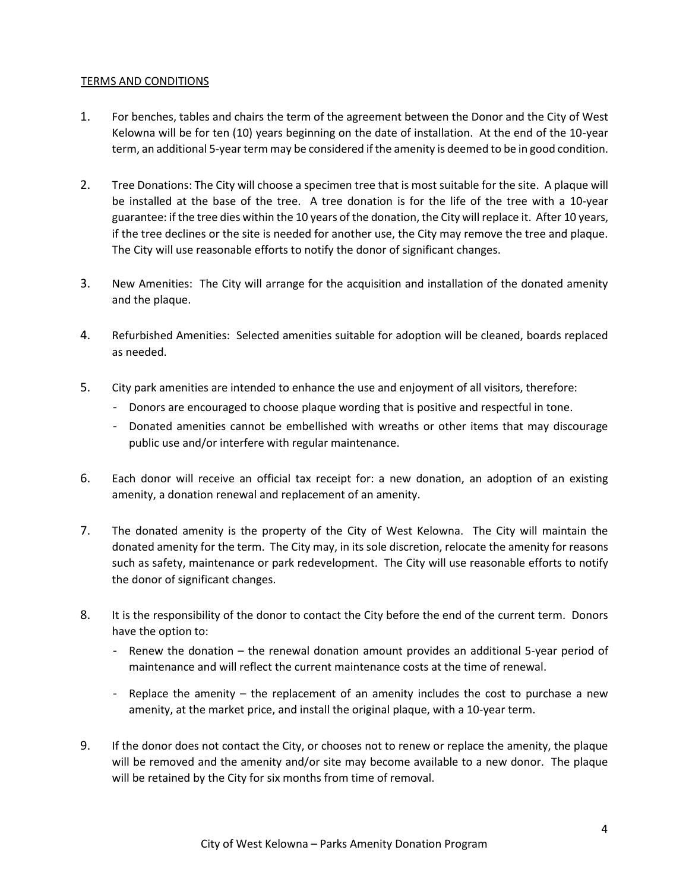TERMS AND CONDITIONS

1. For benches, tables and chairs the term of the agreement between the Donor and the City of West Kelowna will be for ten (10) years beginning on the date of installation. At the end of the 10-year term, an additional 5-year term may be considered if the amenity is deemed to be in good condition.

2. Tree Donations: The City will choose a specimen tree that is most suitable for the site. A plaque will be installed at the base of the tree. A tree donation is for the life of the tree with a 10-year guarantee: if the tree dies within the 10 years of the donation, the City will replace it. After 10 years, if the tree declines or the site is needed for another use, the City may remove the tree and plaque. The City will use reasonable efforts to notify the donor of significant changes.

3. New Amenities: The City will arrange for the acquisition and installation of the donated amenity and the plaque.

4. Refurbished Amenities: Selected amenities suitable for adoption will be cleaned, boards replaced as needed.

5. City park amenities are intended to enhance the use and enjoyment of all visitors, therefore:
   - Donors are encouraged to choose plaque wording that is positive and respectful in tone.
   - Donated amenities cannot be embellished with wreaths or other items that may discourage public use and/or interfere with regular maintenance.

6. Each donor will receive an official tax receipt for: a new donation, an adoption of an existing amenity, a donation renewal and replacement of an amenity.

7. The donated amenity is the property of the City of West Kelowna. The City will maintain the donated amenity for the term. The City may, in its sole discretion, relocate the amenity for reasons such as safety, maintenance or park redevelopment. The City will use reasonable efforts to notify the donor of significant changes.

8. It is the responsibility of the donor to contact the City before the end of the current term. Donors have the option to:
   - Renew the donation – the renewal donation amount provides an additional 5-year period of maintenance and will reflect the current maintenance costs at the time of renewal.
   - Replace the amenity – the replacement of an amenity includes the cost to purchase a new amenity, at the market price, and install the original plaque, with a 10-year term.

9. If the donor does not contact the City, or chooses not to renew or replace the amenity, the plaque will be removed and the amenity and/or site may become available to a new donor. The plaque will be retained by the City for six months from time of removal.